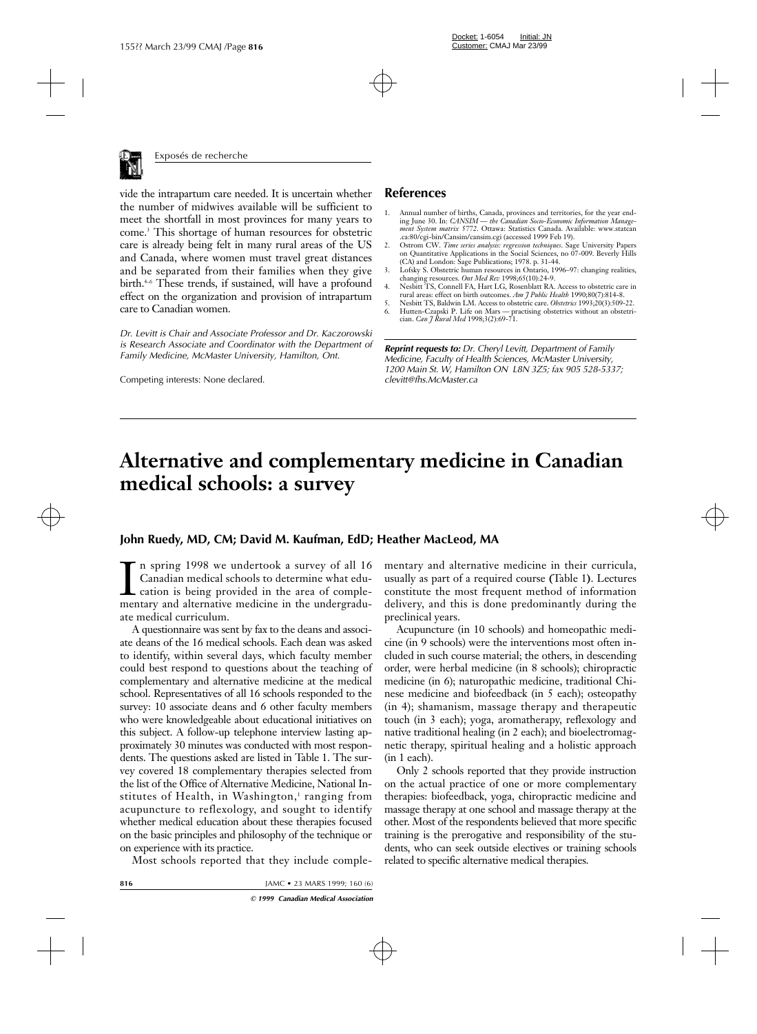vide the intrapartum care needed. It is uncertain whether the number of midwives available will be sufficient to meet the shortfall in most provinces for many years to come.[3] This shortage of human resources for obstetric care is already being felt in many rural areas of the US and Canada, where women must travel great distances and be separated from their families when they give birth.[4–6] These trends, if sustained, will have a profound effect on the organization and provision of intrapartum care to Canadian women.

*Dr. Levitt is Chair and Associate Professor and Dr. Kaczorowski is Research Associate and Coordinator with the Department of Family Medicine, McMaster University, Hamilton, Ont.*

Competing interests: None declared.

## References

1. Annual number of births, Canada, provinces and territories, for the year ending June 30. In: *CANSIM — the Canadian Socio-Economic Information Management System matrix 5772*. Ottawa: Statistics Canada. Available: www.statcan.ca:80/cgi-bin/Cansim/cansim.cgi (accessed 1999 Feb 19).
2. Ostrom CW. *Time series analysis: regression techniques*. Sage University Papers on Quantitative Applications in the Social Sciences, no 07-009. Beverly Hills (CA) and London: Sage Publications; 1978. p. 31-44.
3. Lofsky S. Obstetric human resources in Ontario, 1996–97: changing realities, changing resources. *Ont Med Rev* 1998;65(10):24-9.
4. Nesbitt TS, Connell FA, Hart LG, Rosenblatt RA. Access to obstetric care in rural areas: effect on birth outcomes. *Am J Public Health* 1990;80(7):814-8.
5. Nesbitt TS, Baldwin LM. Access to obstetric care. *Obstetrics* 1993;20(3):509-22.
6. Hutten-Czapski P. Life on Mars — practising obstetrics without an obstetrician. *Can J Rural Med* 1998;3(2):69-71.

***Reprint requests to:** Dr. Cheryl Levitt, Department of Family Medicine, Faculty of Health Sciences, McMaster University, 1200 Main St. W, Hamilton ON L8N 3Z5; fax 905 528-5337; clevitt@fhs.McMaster.ca*

# Alternative and complementary medicine in Canadian medical schools: a survey

**John Ruedy, MD, CM; David M. Kaufman, EdD; Heather MacLeod, MA**

In spring 1998 we undertook a survey of all 16 Canadian medical schools to determine what education is being provided in the area of complementary and alternative medicine in the undergraduate medical curriculum.

A questionnaire was sent by fax to the deans and associate deans of the 16 medical schools. Each dean was asked to identify, within several days, which faculty member could best respond to questions about the teaching of complementary and alternative medicine at the medical school. Representatives of all 16 schools responded to the survey: 10 associate deans and 6 other faculty members who were knowledgeable about educational initiatives on this subject. A follow-up telephone interview lasting approximately 30 minutes was conducted with most respondents. The questions asked are listed in Table 1. The survey covered 18 complementary therapies selected from the list of the Office of Alternative Medicine, National Institutes of Health, in Washington,[1] ranging from acupuncture to reflexology, and sought to identify whether medical education about these therapies focused on the basic principles and philosophy of the technique or on experience with its practice.

Most schools reported that they include complementary and alternative medicine in their curricula, usually as part of a required course (Table 1). Lectures constitute the most frequent method of information delivery, and this is done predominantly during the preclinical years.

Acupuncture (in 10 schools) and homeopathic medicine (in 9 schools) were the interventions most often included in such course material; the others, in descending order, were herbal medicine (in 8 schools); chiropractic medicine (in 6); naturopathic medicine, traditional Chinese medicine and biofeedback (in 5 each); osteopathy (in 4); shamanism, massage therapy and therapeutic touch (in 3 each); yoga, aromatherapy, reflexology and native traditional healing (in 2 each); and bioelectromagnetic therapy, spiritual healing and a holistic approach (in 1 each).

Only 2 schools reported that they provide instruction on the actual practice of one or more complementary therapies: biofeedback, yoga, chiropractic medicine and massage therapy at one school and massage therapy at the other. Most of the respondents believed that more specific training is the prerogative and responsibility of the students, who can seek outside electives or training schools related to specific alternative medical therapies.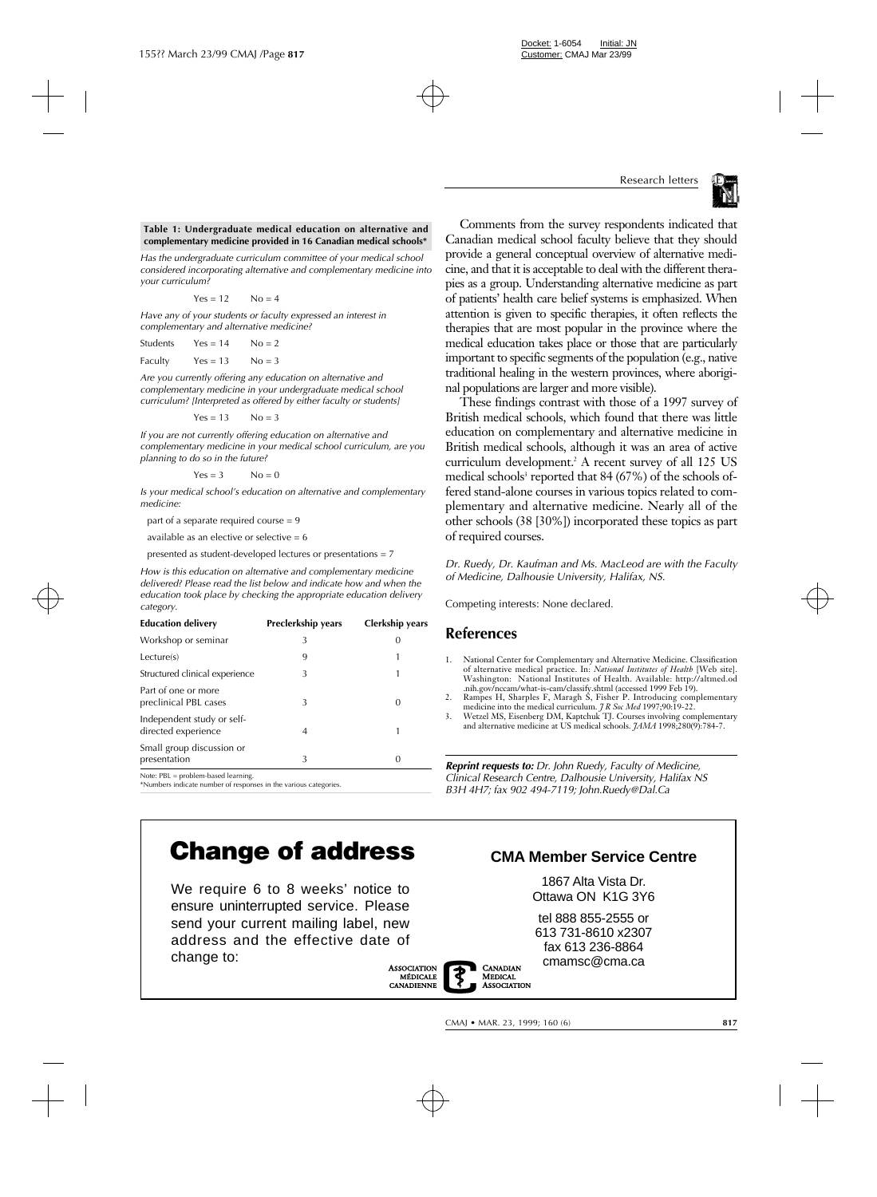**Table 1: Undergraduate medical education on alternative and complementary medicine provided in 16 Canadian medical schools***

*Has the undergraduate curriculum committee of your medical school considered incorporating alternative and complementary medicine into your curriculum?*

Yes = 12 No = 4

*Have any of your students or faculty expressed an interest in complementary and alternative medicine?*

Students Yes = 14 No = 2

Faculty Yes = 13 No = 3

*Are you currently offering any education on alternative and complementary medicine in your undergraduate medical school curriculum? [Interpreted as offered by either faculty or students]*

Yes = 13 No = 3

*If you are not currently offering education on alternative and complementary medicine in your medical school curriculum, are you planning to do so in the future?*

Yes = 3 No = 0

*Is your medical school's education on alternative and complementary medicine:*

part of a separate required course = 9

available as an elective or selective = 6

presented as student-developed lectures or presentations = 7

*How is this education on alternative and complementary medicine delivered? Please read the list below and indicate how and when the education took place by checking the appropriate education delivery category.*

| Education delivery | Preclerkship years | Clerkship years |
|---|---|---|
| Workshop or seminar | 3 | 0 |
| Lecture(s) | 9 | 1 |
| Structured clinical experience | 3 | 1 |
| Part of one or more preclinical PBL cases | 3 | 0 |
| Independent study or self-directed experience | 4 | 1 |
| Small group discussion or presentation | 3 | 0 |

Note: PBL = problem-based learning.
*Numbers indicate number of responses in the various categories.

Comments from the survey respondents indicated that Canadian medical school faculty believe that they should provide a general conceptual overview of alternative medicine, and that it is acceptable to deal with the different therapies as a group. Understanding alternative medicine as part of patients' health care belief systems is emphasized. When attention is given to specific therapies, it often reflects the therapies that are most popular in the province where the medical education takes place or those that are particularly important to specific segments of the population (e.g., native traditional healing in the western provinces, where aboriginal populations are larger and more visible).

These findings contrast with those of a 1997 survey of British medical schools, which found that there was little education on complementary and alternative medicine in British medical schools, although it was an area of active curriculum development.[2] A recent survey of all 125 US medical schools[3] reported that 84 (67%) of the schools offered stand-alone courses in various topics related to complementary and alternative medicine. Nearly all of the other schools (38 [30%]) incorporated these topics as part of required courses.

*Dr. Ruedy, Dr. Kaufman and Ms. MacLeod are with the Faculty of Medicine, Dalhousie University, Halifax, NS.*

Competing interests: None declared.

## References

1. National Center for Complementary and Alternative Medicine. Classification of alternative medical practice. In: *National Institutes of Health* [Web site]. Washington: National Institutes of Health. Available: http://altmed.od.nih.gov/nccam/what-is-cam/classify.shtml (accessed 1999 Feb 19).
2. Rampes H, Sharples F, Maragh S, Fisher P. Introducing complementary medicine into the medical curriculum. *J R Soc Med* 1997;90:19-22.
3. Wetzel MS, Eisenberg DM, Kaptchuk TJ. Courses involving complementary and alternative medicine at US medical schools. *JAMA* 1998;280(9):784-7.

***Reprint requests to:*** *Dr. John Ruedy, Faculty of Medicine, Clinical Research Centre, Dalhousie University, Halifax NS B3H 4H7; fax 902 494-7119; John.Ruedy@Dal.Ca*

# Change of address

We require 6 to 8 weeks' notice to ensure uninterrupted service. Please send your current mailing label, new address and the effective date of change to:

**CMA Member Service Centre**

1867 Alta Vista Dr.
Ottawa ON K1G 3Y6

tel 888 855-2555 or
613 731-8610 x2307
fax 613 236-8864
cmamsc@cma.ca

Association Médicale Canadienne
Canadian Medical Association